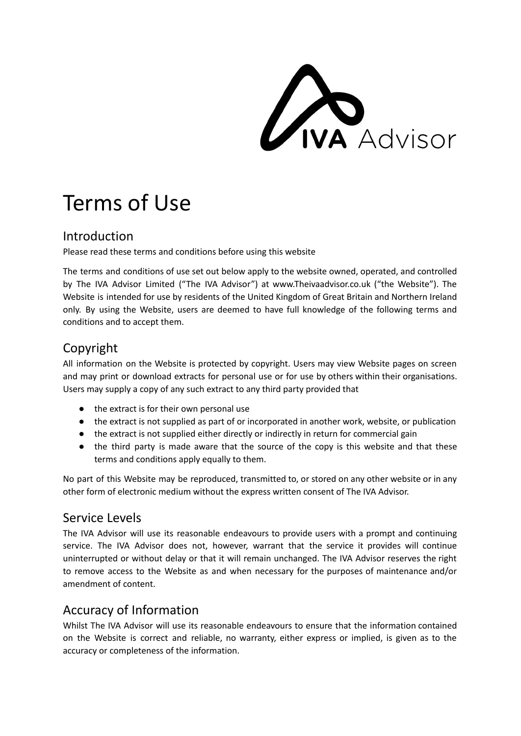# Terms of Use

## Introduction

Please read these terms and conditions before using this website

The terms and conditions of use set out below apply to the website owned, operated, and controlled by The IVA Advisor Limited ("The IVA Advisor") at www.Theivaadvisor.co.uk ("the Website"). The Website is intended for use by residents of the United Kingdom of Great Britain and Northern Ireland only. By using the Website, users are deemed to have full knowledge of the following terms and conditions and to accept them.

## Copyright

All information on the Website is protected by copyright. Users may view Website pages on screen and may print or download extracts for personal use or for use by others within their organisations. Users may supply a copy of any such extract to any third party provided that

- the extract is for their own personal use
- the extract is not supplied as part of or incorporated in another work, website, or publication
- the extract is not supplied either directly or indirectly in return for commercial gain
- the third party is made aware that the source of the copy is this website and that these terms and conditions apply equally to them.

No part of this Website may be reproduced, transmitted to, or stored on any other website or in any other form of electronic medium without the express written consent of The IVA Advisor.

## Service Levels

The IVA Advisor will use its reasonable endeavours to provide users with a prompt and continuing service. The IVA Advisor does not, however, warrant that the service it provides will continue uninterrupted or without delay or that it will remain unchanged. The IVA Advisor reserves the right to remove access to the Website as and when necessary for the purposes of maintenance and/or amendment of content.

## Accuracy of Information

Whilst The IVA Advisor will use its reasonable endeavours to ensure that the information contained on the Website is correct and reliable, no warranty, either express or implied, is given as to the accuracy or completeness of the information.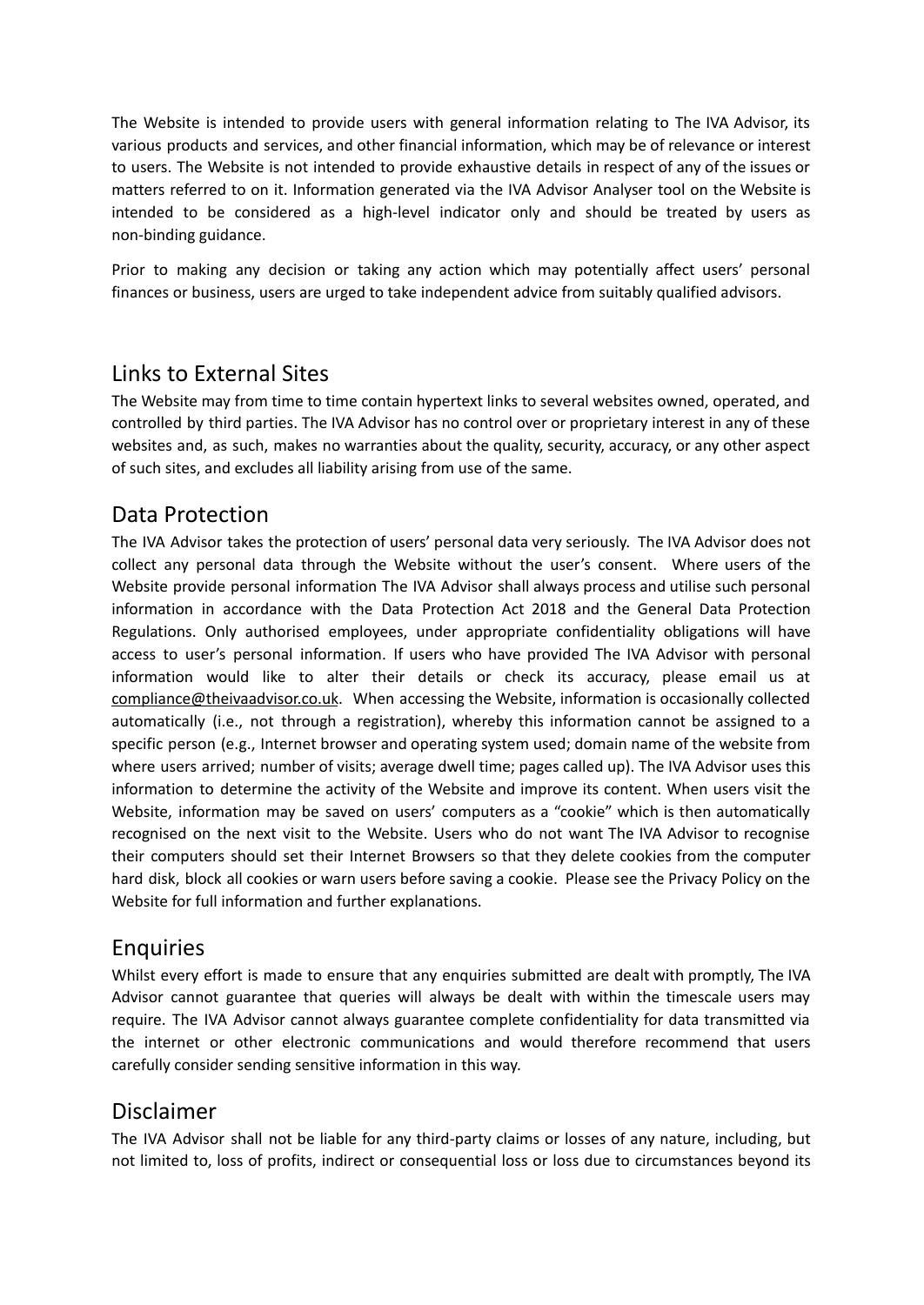The Website is intended to provide users with general information relating to The IVA Advisor, its various products and services, and other financial information, which may be of relevance or interest to users. The Website is not intended to provide exhaustive details in respect of any of the issues or matters referred to on it. Information generated via the IVA Advisor Analyser tool on the Website is intended to be considered as a high-level indicator only and should be treated by users as non-binding guidance.

Prior to making any decision or taking any action which may potentially affect users' personal finances or business, users are urged to take independent advice from suitably qualified advisors.

## Links to External Sites

The Website may from time to time contain hypertext links to several websites owned, operated, and controlled by third parties. The IVA Advisor has no control over or proprietary interest in any of these websites and, as such, makes no warranties about the quality, security, accuracy, or any other aspect of such sites, and excludes all liability arising from use of the same.

## Data Protection

The IVA Advisor takes the protection of users' personal data very seriously. The IVA Advisor does not collect any personal data through the Website without the user's consent. Where users of the Website provide personal information The IVA Advisor shall always process and utilise such personal information in accordance with the Data Protection Act 2018 and the General Data Protection Regulations. Only authorised employees, under appropriate confidentiality obligations will have access to user's personal information. If users who have provided The IVA Advisor with personal information would like to alter their details or check its accuracy, please email us at compliance@theivaadvisor.co.uk. When accessing the Website, information is occasionally collected automatically (i.e., not through a registration), whereby this information cannot be assigned to a specific person (e.g., Internet browser and operating system used; domain name of the website from where users arrived; number of visits; average dwell time; pages called up). The IVA Advisor uses this information to determine the activity of the Website and improve its content. When users visit the Website, information may be saved on users' computers as a "cookie" which is then automatically recognised on the next visit to the Website. Users who do not want The IVA Advisor to recognise their computers should set their Internet Browsers so that they delete cookies from the computer hard disk, block all cookies or warn users before saving a cookie. Please see the Privacy Policy on the Website for full information and further explanations.

## Enquiries

Whilst every effort is made to ensure that any enquiries submitted are dealt with promptly, The IVA Advisor cannot guarantee that queries will always be dealt with within the timescale users may require. The IVA Advisor cannot always guarantee complete confidentiality for data transmitted via the internet or other electronic communications and would therefore recommend that users carefully consider sending sensitive information in this way.

## Disclaimer

The IVA Advisor shall not be liable for any third-party claims or losses of any nature, including, but not limited to, loss of profits, indirect or consequential loss or loss due to circumstances beyond its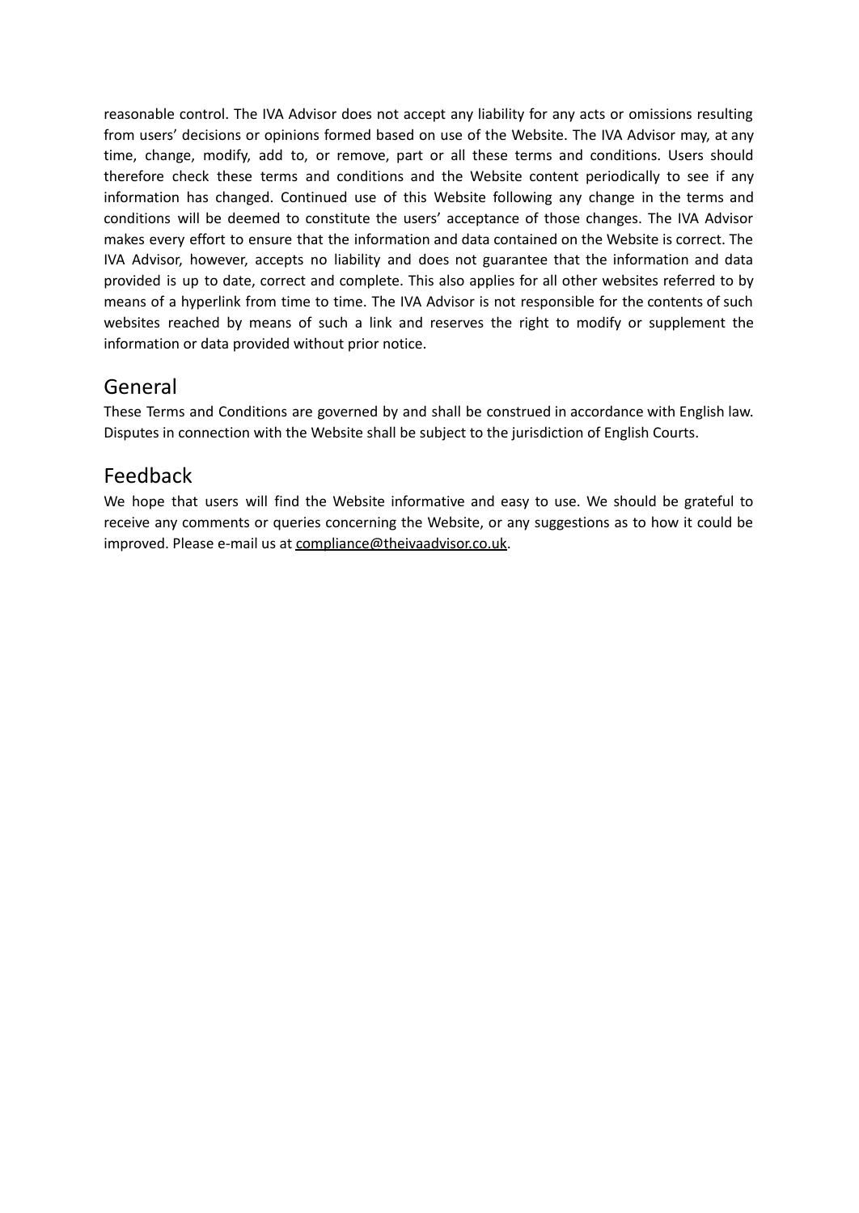reasonable control. The IVA Advisor does not accept any liability for any acts or omissions resulting from users' decisions or opinions formed based on use of the Website. The IVA Advisor may, at any time, change, modify, add to, or remove, part or all these terms and conditions. Users should therefore check these terms and conditions and the Website content periodically to see if any information has changed. Continued use of this Website following any change in the terms and conditions will be deemed to constitute the users' acceptance of those changes. The IVA Advisor makes every effort to ensure that the information and data contained on the Website is correct. The IVA Advisor, however, accepts no liability and does not guarantee that the information and data provided is up to date, correct and complete. This also applies for all other websites referred to by means of a hyperlink from time to time. The IVA Advisor is not responsible for the contents of such websites reached by means of such a link and reserves the right to modify or supplement the information or data provided without prior notice.

## General

These Terms and Conditions are governed by and shall be construed in accordance with English law. Disputes in connection with the Website shall be subject to the jurisdiction of English Courts.

## Feedback

We hope that users will find the Website informative and easy to use. We should be grateful to receive any comments or queries concerning the Website, or any suggestions as to how it could be improved. Please e-mail us at compliance@theivaadvisor.co.uk.